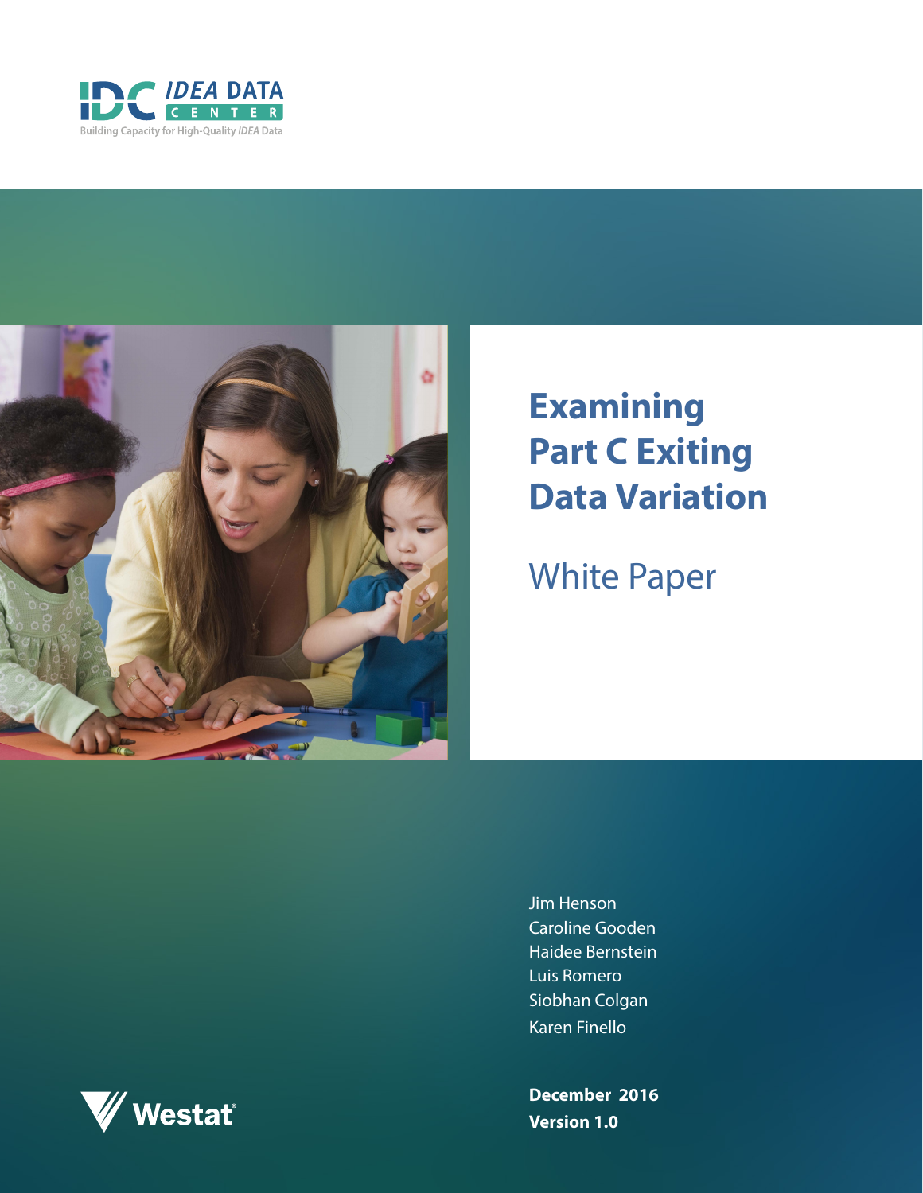IDC IDEA DATA CENTER

Building Capacity for High-Quality *IDEA* Data

# Examining Part C Exiting Data Variation

## White Paper

Jim Henson
Caroline Gooden
Haidee Bernstein
Luis Romero
Siobhan Colgan
Karen Finello

**December 2016**
**Version 1.0**

Westat®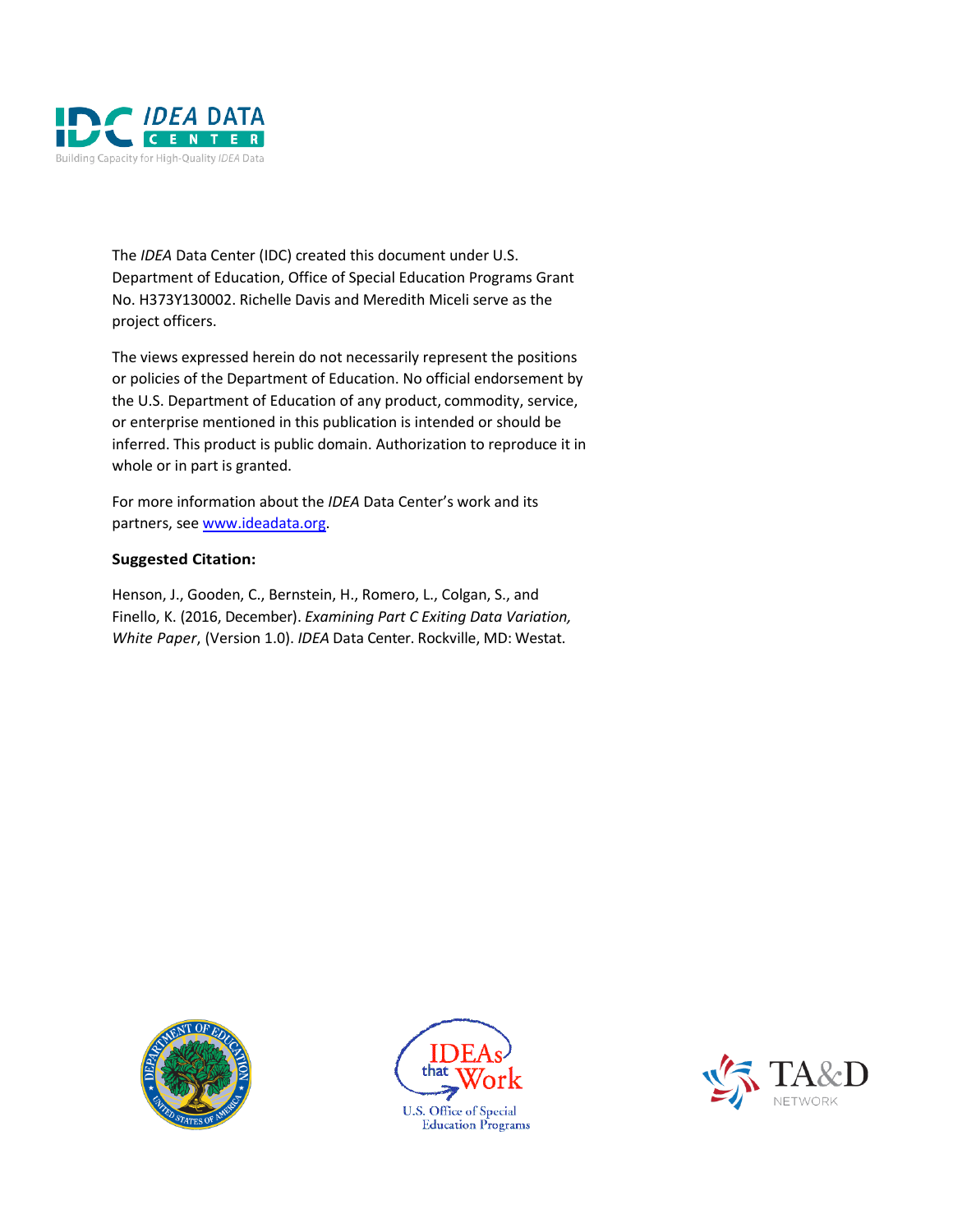The *IDEA* Data Center (IDC) created this document under U.S. Department of Education, Office of Special Education Programs Grant No. H373Y130002. Richelle Davis and Meredith Miceli serve as the project officers.

The views expressed herein do not necessarily represent the positions or policies of the Department of Education. No official endorsement by the U.S. Department of Education of any product, commodity, service, or enterprise mentioned in this publication is intended or should be inferred. This product is public domain. Authorization to reproduce it in whole or in part is granted.

For more information about the *IDEA* Data Center's work and its partners, see www.ideadata.org.

**Suggested Citation:**

Henson, J., Gooden, C., Bernstein, H., Romero, L., Colgan, S., and Finello, K. (2016, December). *Examining Part C Exiting Data Variation, White Paper*, (Version 1.0). *IDEA* Data Center. Rockville, MD: Westat.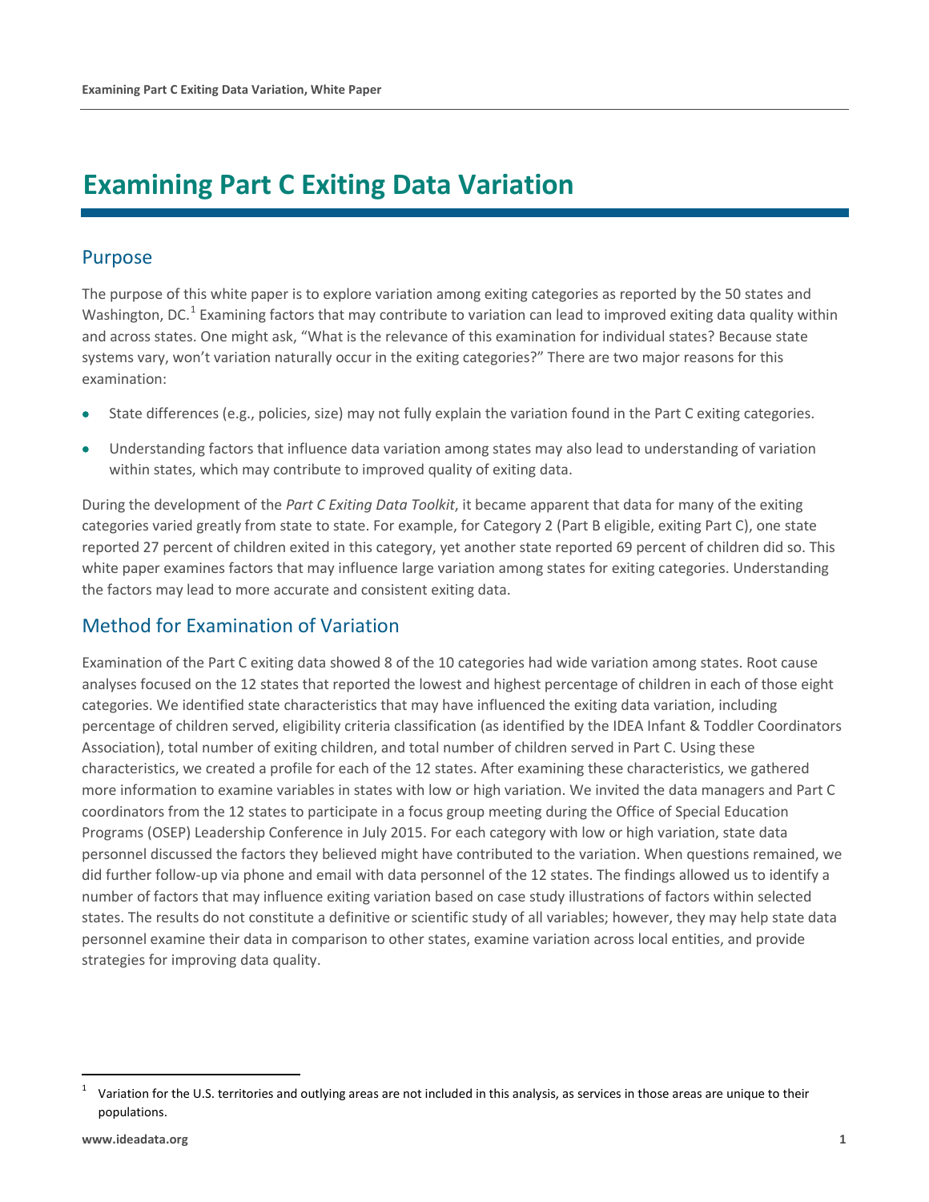# Examining Part C Exiting Data Variation

## Purpose

The purpose of this white paper is to explore variation among exiting categories as reported by the 50 states and Washington, DC.[1] Examining factors that may contribute to variation can lead to improved exiting data quality within and across states. One might ask, "What is the relevance of this examination for individual states? Because state systems vary, won't variation naturally occur in the exiting categories?" There are two major reasons for this examination:

- State differences (e.g., policies, size) may not fully explain the variation found in the Part C exiting categories.
- Understanding factors that influence data variation among states may also lead to understanding of variation within states, which may contribute to improved quality of exiting data.

During the development of the *Part C Exiting Data Toolkit*, it became apparent that data for many of the exiting categories varied greatly from state to state. For example, for Category 2 (Part B eligible, exiting Part C), one state reported 27 percent of children exited in this category, yet another state reported 69 percent of children did so. This white paper examines factors that may influence large variation among states for exiting categories. Understanding the factors may lead to more accurate and consistent exiting data.

## Method for Examination of Variation

Examination of the Part C exiting data showed 8 of the 10 categories had wide variation among states. Root cause analyses focused on the 12 states that reported the lowest and highest percentage of children in each of those eight categories. We identified state characteristics that may have influenced the exiting data variation, including percentage of children served, eligibility criteria classification (as identified by the IDEA Infant & Toddler Coordinators Association), total number of exiting children, and total number of children served in Part C. Using these characteristics, we created a profile for each of the 12 states. After examining these characteristics, we gathered more information to examine variables in states with low or high variation. We invited the data managers and Part C coordinators from the 12 states to participate in a focus group meeting during the Office of Special Education Programs (OSEP) Leadership Conference in July 2015. For each category with low or high variation, state data personnel discussed the factors they believed might have contributed to the variation. When questions remained, we did further follow-up via phone and email with data personnel of the 12 states. The findings allowed us to identify a number of factors that may influence exiting variation based on case study illustrations of factors within selected states. The results do not constitute a definitive or scientific study of all variables; however, they may help state data personnel examine their data in comparison to other states, examine variation across local entities, and provide strategies for improving data quality.

---

[1] Variation for the U.S. territories and outlying areas are not included in this analysis, as services in those areas are unique to their populations.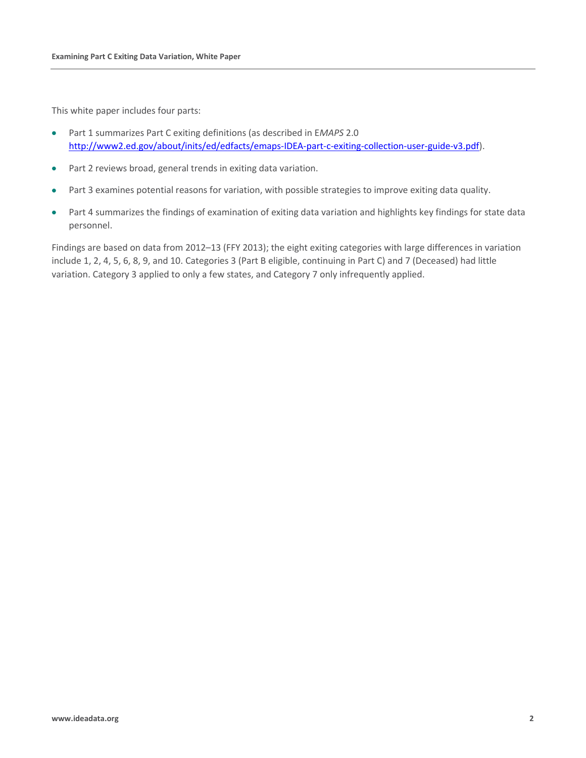This white paper includes four parts:

- Part 1 summarizes Part C exiting definitions (as described in E*MAPS* 2.0 [http://www2.ed.gov/about/inits/ed/edfacts/emaps-IDEA-part-c-exiting-collection-user-guide-v3.pdf](http://www2.ed.gov/about/inits/ed/edfacts/emaps-IDEA-part-c-exiting-collection-user-guide-v3.pdf)).
- Part 2 reviews broad, general trends in exiting data variation.
- Part 3 examines potential reasons for variation, with possible strategies to improve exiting data quality.
- Part 4 summarizes the findings of examination of exiting data variation and highlights key findings for state data personnel.

Findings are based on data from 2012–13 (FFY 2013); the eight exiting categories with large differences in variation include 1, 2, 4, 5, 6, 8, 9, and 10. Categories 3 (Part B eligible, continuing in Part C) and 7 (Deceased) had little variation. Category 3 applied to only a few states, and Category 7 only infrequently applied.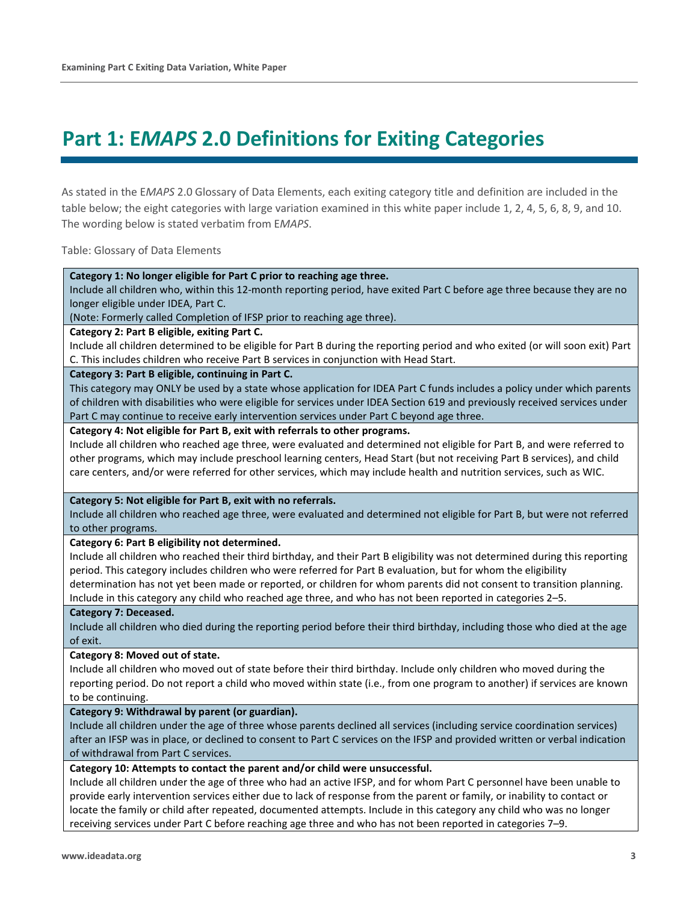# Part 1: E*MAPS* 2.0 Definitions for Exiting Categories

As stated in the E*MAPS* 2.0 Glossary of Data Elements, each exiting category title and definition are included in the table below; the eight categories with large variation examined in this white paper include 1, 2, 4, 5, 6, 8, 9, and 10. The wording below is stated verbatim from E*MAPS*.

Table: Glossary of Data Elements

| **Category 1: No longer eligible for Part C prior to reaching age three.** |
|---|
| Include all children who, within this 12-month reporting period, have exited Part C before age three because they are no longer eligible under IDEA, Part C.<br>(Note: Formerly called Completion of IFSP prior to reaching age three). |
| **Category 2: Part B eligible, exiting Part C.** |
| Include all children determined to be eligible for Part B during the reporting period and who exited (or will soon exit) Part C. This includes children who receive Part B services in conjunction with Head Start. |
| **Category 3: Part B eligible, continuing in Part C.** |
| This category may ONLY be used by a state whose application for IDEA Part C funds includes a policy under which parents of children with disabilities who were eligible for services under IDEA Section 619 and previously received services under Part C may continue to receive early intervention services under Part C beyond age three. |
| **Category 4: Not eligible for Part B, exit with referrals to other programs.** |
| Include all children who reached age three, were evaluated and determined not eligible for Part B, and were referred to other programs, which may include preschool learning centers, Head Start (but not receiving Part B services), and child care centers, and/or were referred for other services, which may include health and nutrition services, such as WIC. |
| **Category 5: Not eligible for Part B, exit with no referrals.** |
| Include all children who reached age three, were evaluated and determined not eligible for Part B, but were not referred to other programs. |
| **Category 6: Part B eligibility not determined.** |
| Include all children who reached their third birthday, and their Part B eligibility was not determined during this reporting period. This category includes children who were referred for Part B evaluation, but for whom the eligibility determination has not yet been made or reported, or children for whom parents did not consent to transition planning. Include in this category any child who reached age three, and who has not been reported in categories 2–5. |
| **Category 7: Deceased.** |
| Include all children who died during the reporting period before their third birthday, including those who died at the age of exit. |
| **Category 8: Moved out of state.** |
| Include all children who moved out of state before their third birthday. Include only children who moved during the reporting period. Do not report a child who moved within state (i.e., from one program to another) if services are known to be continuing. |
| **Category 9: Withdrawal by parent (or guardian).** |
| Include all children under the age of three whose parents declined all services (including service coordination services) after an IFSP was in place, or declined to consent to Part C services on the IFSP and provided written or verbal indication of withdrawal from Part C services. |
| **Category 10: Attempts to contact the parent and/or child were unsuccessful.** |
| Include all children under the age of three who had an active IFSP, and for whom Part C personnel have been unable to provide early intervention services either due to lack of response from the parent or family, or inability to contact or locate the family or child after repeated, documented attempts. Include in this category any child who was no longer receiving services under Part C before reaching age three and who has not been reported in categories 7–9. |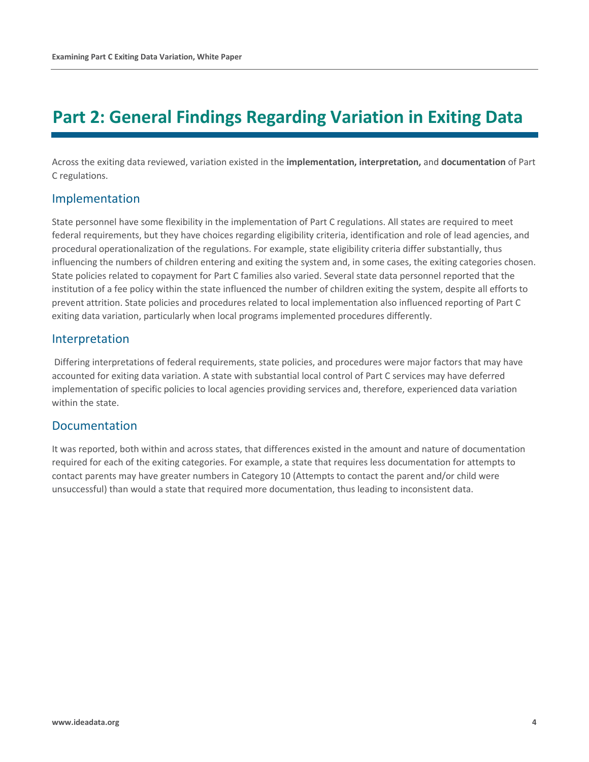# Part 2: General Findings Regarding Variation in Exiting Data

Across the exiting data reviewed, variation existed in the **implementation, interpretation,** and **documentation** of Part C regulations.

## Implementation

State personnel have some flexibility in the implementation of Part C regulations. All states are required to meet federal requirements, but they have choices regarding eligibility criteria, identification and role of lead agencies, and procedural operationalization of the regulations. For example, state eligibility criteria differ substantially, thus influencing the numbers of children entering and exiting the system and, in some cases, the exiting categories chosen. State policies related to copayment for Part C families also varied. Several state data personnel reported that the institution of a fee policy within the state influenced the number of children exiting the system, despite all efforts to prevent attrition. State policies and procedures related to local implementation also influenced reporting of Part C exiting data variation, particularly when local programs implemented procedures differently.

## Interpretation

Differing interpretations of federal requirements, state policies, and procedures were major factors that may have accounted for exiting data variation. A state with substantial local control of Part C services may have deferred implementation of specific policies to local agencies providing services and, therefore, experienced data variation within the state.

## Documentation

It was reported, both within and across states, that differences existed in the amount and nature of documentation required for each of the exiting categories. For example, a state that requires less documentation for attempts to contact parents may have greater numbers in Category 10 (Attempts to contact the parent and/or child were unsuccessful) than would a state that required more documentation, thus leading to inconsistent data.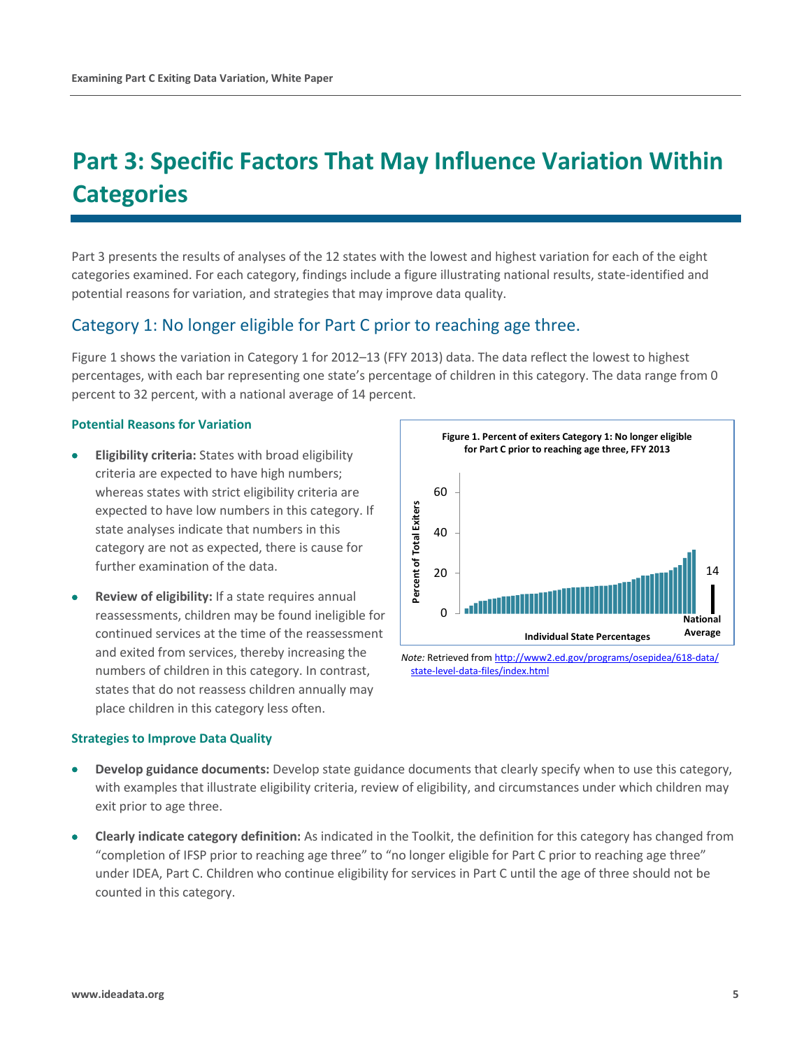# Part 3: Specific Factors That May Influence Variation Within Categories

Part 3 presents the results of analyses of the 12 states with the lowest and highest variation for each of the eight categories examined. For each category, findings include a figure illustrating national results, state-identified and potential reasons for variation, and strategies that may improve data quality.

## Category 1: No longer eligible for Part C prior to reaching age three.

Figure 1 shows the variation in Category 1 for 2012–13 (FFY 2013) data. The data reflect the lowest to highest percentages, with each bar representing one state's percentage of children in this category. The data range from 0 percent to 32 percent, with a national average of 14 percent.

**Figure 1. Percent of exiters Category 1: No longer eligible for Part C prior to reaching age three, FFY 2013**

*Note:* Retrieved from http://www2.ed.gov/programs/osepidea/618-data/state-level-data-files/index.html

### Potential Reasons for Variation

- **Eligibility criteria:** States with broad eligibility criteria are expected to have high numbers; whereas states with strict eligibility criteria are expected to have low numbers in this category. If state analyses indicate that numbers in this category are not as expected, there is cause for further examination of the data.
- **Review of eligibility:** If a state requires annual reassessments, children may be found ineligible for continued services at the time of the reassessment and exited from services, thereby increasing the numbers of children in this category. In contrast, states that do not reassess children annually may place children in this category less often.

### Strategies to Improve Data Quality

- **Develop guidance documents:** Develop state guidance documents that clearly specify when to use this category, with examples that illustrate eligibility criteria, review of eligibility, and circumstances under which children may exit prior to age three.
- **Clearly indicate category definition:** As indicated in the Toolkit, the definition for this category has changed from "completion of IFSP prior to reaching age three" to "no longer eligible for Part C prior to reaching age three" under IDEA, Part C. Children who continue eligibility for services in Part C until the age of three should not be counted in this category.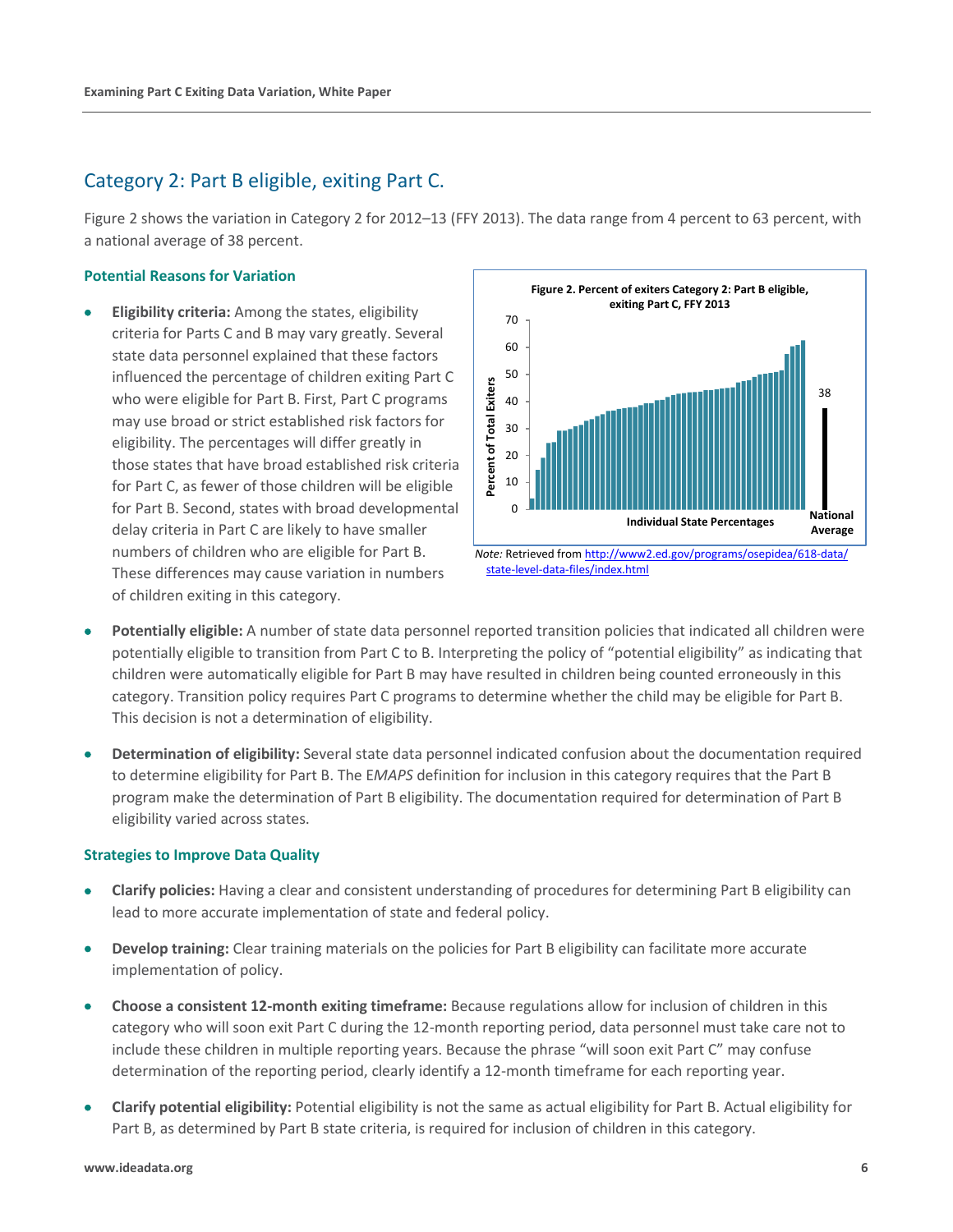## Category 2: Part B eligible, exiting Part C.

Figure 2 shows the variation in Category 2 for 2012–13 (FFY 2013). The data range from 4 percent to 63 percent, with a national average of 38 percent.

### Potential Reasons for Variation

- **Eligibility criteria:** Among the states, eligibility criteria for Parts C and B may vary greatly. Several state data personnel explained that these factors influenced the percentage of children exiting Part C who were eligible for Part B. First, Part C programs may use broad or strict established risk factors for eligibility. The percentages will differ greatly in those states that have broad established risk criteria for Part C, as fewer of those children will be eligible for Part B. Second, states with broad developmental delay criteria in Part C are likely to have smaller numbers of children who are eligible for Part B. These differences may cause variation in numbers of children exiting in this category.

**Figure 2. Percent of exiters Category 2: Part B eligible, exiting Part C, FFY 2013**

*Note:* Retrieved from http://www2.ed.gov/programs/osepidea/618-data/state-level-data-files/index.html

- **Potentially eligible:** A number of state data personnel reported transition policies that indicated all children were potentially eligible to transition from Part C to B. Interpreting the policy of "potential eligibility" as indicating that children were automatically eligible for Part B may have resulted in children being counted erroneously in this category. Transition policy requires Part C programs to determine whether the child may be eligible for Part B. This decision is not a determination of eligibility.

- **Determination of eligibility:** Several state data personnel indicated confusion about the documentation required to determine eligibility for Part B. The E*MAPS* definition for inclusion in this category requires that the Part B program make the determination of Part B eligibility. The documentation required for determination of Part B eligibility varied across states.

### Strategies to Improve Data Quality

- **Clarify policies:** Having a clear and consistent understanding of procedures for determining Part B eligibility can lead to more accurate implementation of state and federal policy.

- **Develop training:** Clear training materials on the policies for Part B eligibility can facilitate more accurate implementation of policy.

- **Choose a consistent 12-month exiting timeframe:** Because regulations allow for inclusion of children in this category who will soon exit Part C during the 12-month reporting period, data personnel must take care not to include these children in multiple reporting years. Because the phrase "will soon exit Part C" may confuse determination of the reporting period, clearly identify a 12-month timeframe for each reporting year.

- **Clarify potential eligibility:** Potential eligibility is not the same as actual eligibility for Part B. Actual eligibility for Part B, as determined by Part B state criteria, is required for inclusion of children in this category.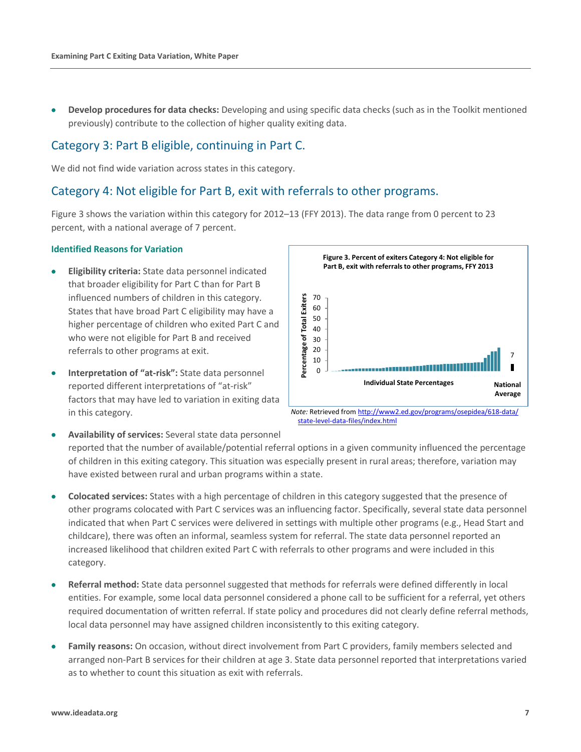- **Develop procedures for data checks:** Developing and using specific data checks (such as in the Toolkit mentioned previously) contribute to the collection of higher quality exiting data.

## Category 3: Part B eligible, continuing in Part C.

We did not find wide variation across states in this category.

## Category 4: Not eligible for Part B, exit with referrals to other programs.

Figure 3 shows the variation within this category for 2012–13 (FFY 2013). The data range from 0 percent to 23 percent, with a national average of 7 percent.

### Identified Reasons for Variation

- **Eligibility criteria:** State data personnel indicated that broader eligibility for Part C than for Part B influenced numbers of children in this category. States that have broad Part C eligibility may have a higher percentage of children who exited Part C and who were not eligible for Part B and received referrals to other programs at exit.
- **Interpretation of "at-risk":** State data personnel reported different interpretations of "at-risk" factors that may have led to variation in exiting data in this category.

**Figure 3. Percent of exiters Category 4: Not eligible for Part B, exit with referrals to other programs, FFY 2013**

*Note:* Retrieved from http://www2.ed.gov/programs/osepidea/618-data/state-level-data-files/index.html

- **Availability of services:** Several state data personnel reported that the number of available/potential referral options in a given community influenced the percentage of children in this exiting category. This situation was especially present in rural areas; therefore, variation may have existed between rural and urban programs within a state.
- **Colocated services:** States with a high percentage of children in this category suggested that the presence of other programs colocated with Part C services was an influencing factor. Specifically, several state data personnel indicated that when Part C services were delivered in settings with multiple other programs (e.g., Head Start and childcare), there was often an informal, seamless system for referral. The state data personnel reported an increased likelihood that children exited Part C with referrals to other programs and were included in this category.
- **Referral method:** State data personnel suggested that methods for referrals were defined differently in local entities. For example, some local data personnel considered a phone call to be sufficient for a referral, yet others required documentation of written referral. If state policy and procedures did not clearly define referral methods, local data personnel may have assigned children inconsistently to this exiting category.
- **Family reasons:** On occasion, without direct involvement from Part C providers, family members selected and arranged non-Part B services for their children at age 3. State data personnel reported that interpretations varied as to whether to count this situation as exit with referrals.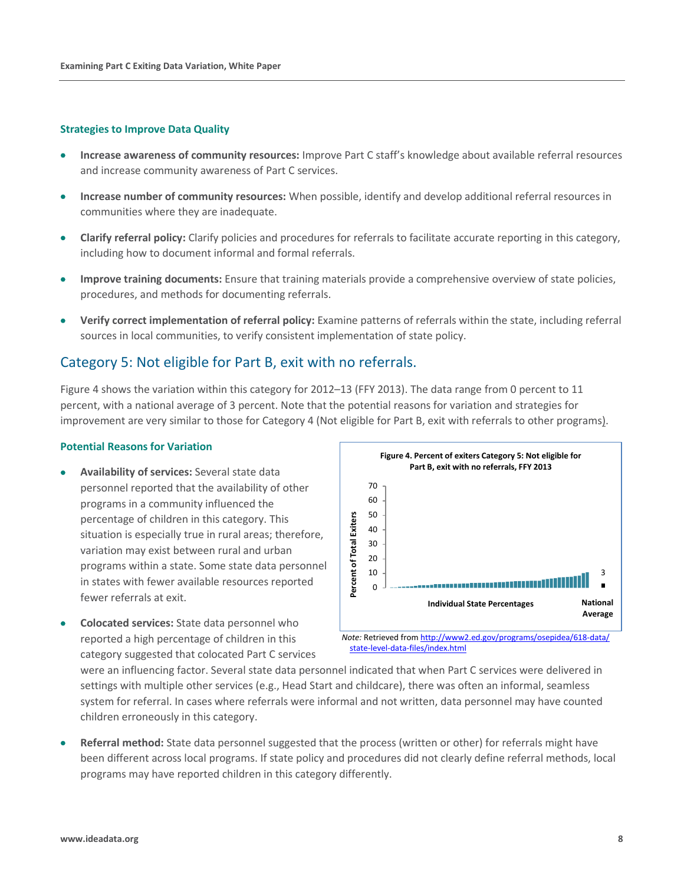### Strategies to Improve Data Quality

- **Increase awareness of community resources:** Improve Part C staff's knowledge about available referral resources and increase community awareness of Part C services.
- **Increase number of community resources:** When possible, identify and develop additional referral resources in communities where they are inadequate.
- **Clarify referral policy:** Clarify policies and procedures for referrals to facilitate accurate reporting in this category, including how to document informal and formal referrals.
- **Improve training documents:** Ensure that training materials provide a comprehensive overview of state policies, procedures, and methods for documenting referrals.
- **Verify correct implementation of referral policy:** Examine patterns of referrals within the state, including referral sources in local communities, to verify consistent implementation of state policy.

## Category 5: Not eligible for Part B, exit with no referrals.

Figure 4 shows the variation within this category for 2012–13 (FFY 2013). The data range from 0 percent to 11 percent, with a national average of 3 percent. Note that the potential reasons for variation and strategies for improvement are very similar to those for Category 4 (Not eligible for Part B, exit with referrals to other programs).

**Figure 4. Percent of exiters Category 5: Not eligible for Part B, exit with no referrals, FFY 2013**

*Note:* Retrieved from http://www2.ed.gov/programs/osepidea/618-data/state-level-data-files/index.html

### Potential Reasons for Variation

- **Availability of services:** Several state data personnel reported that the availability of other programs in a community influenced the percentage of children in this category. This situation is especially true in rural areas; therefore, variation may exist between rural and urban programs within a state. Some state data personnel in states with fewer available resources reported fewer referrals at exit.
- **Colocated services:** State data personnel who reported a high percentage of children in this category suggested that colocated Part C services were an influencing factor. Several state data personnel indicated that when Part C services were delivered in settings with multiple other services (e.g., Head Start and childcare), there was often an informal, seamless system for referral. In cases where referrals were informal and not written, data personnel may have counted children erroneously in this category.
- **Referral method:** State data personnel suggested that the process (written or other) for referrals might have been different across local programs. If state policy and procedures did not clearly define referral methods, local programs may have reported children in this category differently.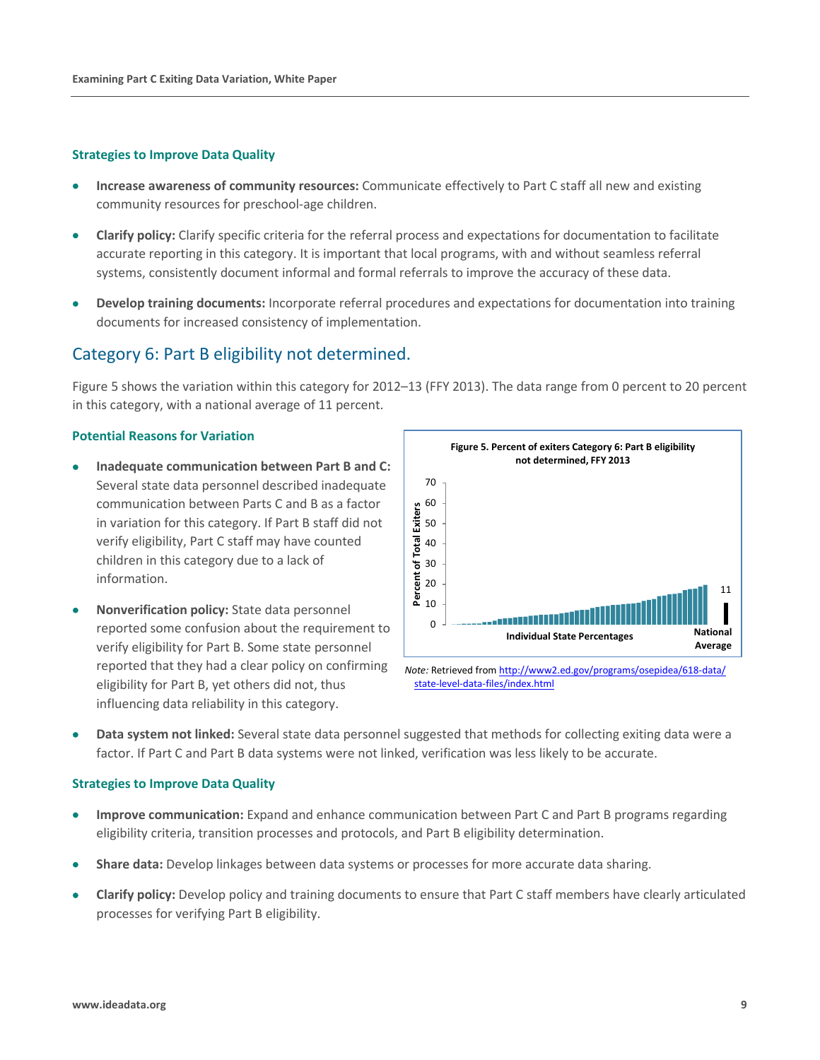### Strategies to Improve Data Quality

- **Increase awareness of community resources:** Communicate effectively to Part C staff all new and existing community resources for preschool-age children.
- **Clarify policy:** Clarify specific criteria for the referral process and expectations for documentation to facilitate accurate reporting in this category. It is important that local programs, with and without seamless referral systems, consistently document informal and formal referrals to improve the accuracy of these data.
- **Develop training documents:** Incorporate referral procedures and expectations for documentation into training documents for increased consistency of implementation.

## Category 6: Part B eligibility not determined.

Figure 5 shows the variation within this category for 2012–13 (FFY 2013). The data range from 0 percent to 20 percent in this category, with a national average of 11 percent.

### Potential Reasons for Variation

- **Inadequate communication between Part B and C:** Several state data personnel described inadequate communication between Parts C and B as a factor in variation for this category. If Part B staff did not verify eligibility, Part C staff may have counted children in this category due to a lack of information.
- **Nonverification policy:** State data personnel reported some confusion about the requirement to verify eligibility for Part B. Some state personnel reported that they had a clear policy on confirming eligibility for Part B, yet others did not, thus influencing data reliability in this category.

**Figure 5. Percent of exiters Category 6: Part B eligibility not determined, FFY 2013**

*Note:* Retrieved from http://www2.ed.gov/programs/osepidea/618-data/state-level-data-files/index.html

- **Data system not linked:** Several state data personnel suggested that methods for collecting exiting data were a factor. If Part C and Part B data systems were not linked, verification was less likely to be accurate.

### Strategies to Improve Data Quality

- **Improve communication:** Expand and enhance communication between Part C and Part B programs regarding eligibility criteria, transition processes and protocols, and Part B eligibility determination.
- **Share data:** Develop linkages between data systems or processes for more accurate data sharing.
- **Clarify policy:** Develop policy and training documents to ensure that Part C staff members have clearly articulated processes for verifying Part B eligibility.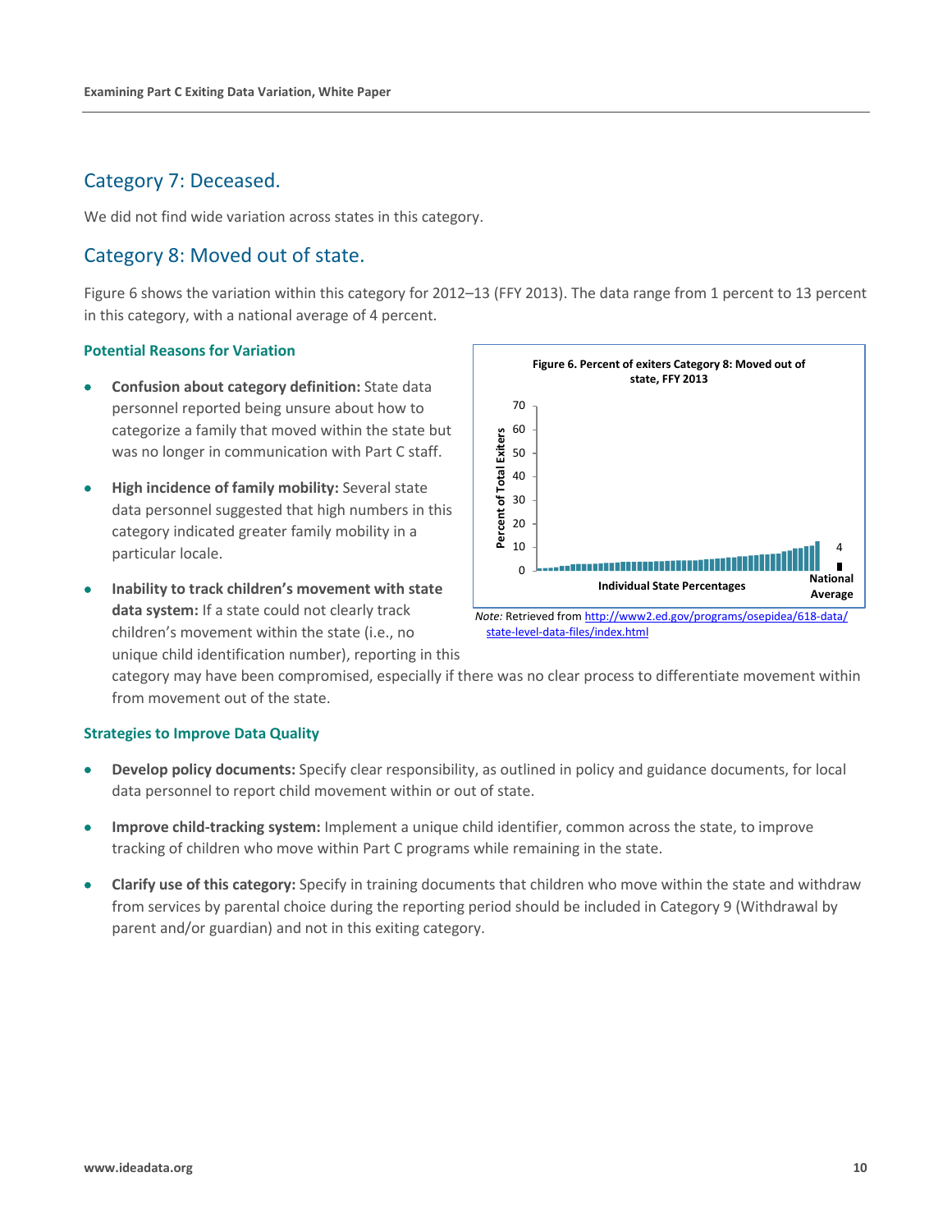## Category 7: Deceased.

We did not find wide variation across states in this category.

## Category 8: Moved out of state.

Figure 6 shows the variation within this category for 2012–13 (FFY 2013). The data range from 1 percent to 13 percent in this category, with a national average of 4 percent.

### Potential Reasons for Variation

- **Confusion about category definition:** State data personnel reported being unsure about how to categorize a family that moved within the state but was no longer in communication with Part C staff.
- **High incidence of family mobility:** Several state data personnel suggested that high numbers in this category indicated greater family mobility in a particular locale.
- **Inability to track children's movement with state data system:** If a state could not clearly track children's movement within the state (i.e., no unique child identification number), reporting in this category may have been compromised, especially if there was no clear process to differentiate movement within from movement out of the state.

**Figure 6. Percent of exiters Category 8: Moved out of state, FFY 2013**

*Note:* Retrieved from http://www2.ed.gov/programs/osepidea/618-data/state-level-data-files/index.html

### Strategies to Improve Data Quality

- **Develop policy documents:** Specify clear responsibility, as outlined in policy and guidance documents, for local data personnel to report child movement within or out of state.
- **Improve child-tracking system:** Implement a unique child identifier, common across the state, to improve tracking of children who move within Part C programs while remaining in the state.
- **Clarify use of this category:** Specify in training documents that children who move within the state and withdraw from services by parental choice during the reporting period should be included in Category 9 (Withdrawal by parent and/or guardian) and not in this exiting category.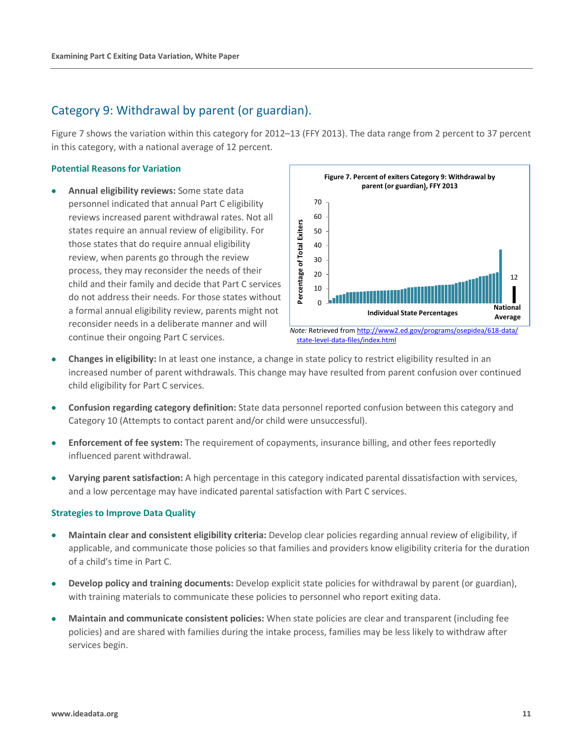## Category 9: Withdrawal by parent (or guardian).

Figure 7 shows the variation within this category for 2012–13 (FFY 2013). The data range from 2 percent to 37 percent in this category, with a national average of 12 percent.

### Potential Reasons for Variation

- **Annual eligibility reviews:** Some state data personnel indicated that annual Part C eligibility reviews increased parent withdrawal rates. Not all states require an annual review of eligibility. For those states that do require annual eligibility review, when parents go through the review process, they may reconsider the needs of their child and their family and decide that Part C services do not address their needs. For those states without a formal annual eligibility review, parents might not reconsider needs in a deliberate manner and will continue their ongoing Part C services.

**Figure 7. Percent of exiters Category 9: Withdrawal by parent (or guardian), FFY 2013**

*Note:* Retrieved from [http://www2.ed.gov/programs/osepidea/618-data/state-level-data-files/index.html](http://www2.ed.gov/programs/osepidea/618-data/state-level-data-files/index.html)

- **Changes in eligibility:** In at least one instance, a change in state policy to restrict eligibility resulted in an increased number of parent withdrawals. This change may have resulted from parent confusion over continued child eligibility for Part C services.
- **Confusion regarding category definition:** State data personnel reported confusion between this category and Category 10 (Attempts to contact parent and/or child were unsuccessful).
- **Enforcement of fee system:** The requirement of copayments, insurance billing, and other fees reportedly influenced parent withdrawal.
- **Varying parent satisfaction:** A high percentage in this category indicated parental dissatisfaction with services, and a low percentage may have indicated parental satisfaction with Part C services.

### Strategies to Improve Data Quality

- **Maintain clear and consistent eligibility criteria:** Develop clear policies regarding annual review of eligibility, if applicable, and communicate those policies so that families and providers know eligibility criteria for the duration of a child's time in Part C.
- **Develop policy and training documents:** Develop explicit state policies for withdrawal by parent (or guardian), with training materials to communicate these policies to personnel who report exiting data.
- **Maintain and communicate consistent policies:** When state policies are clear and transparent (including fee policies) and are shared with families during the intake process, families may be less likely to withdraw after services begin.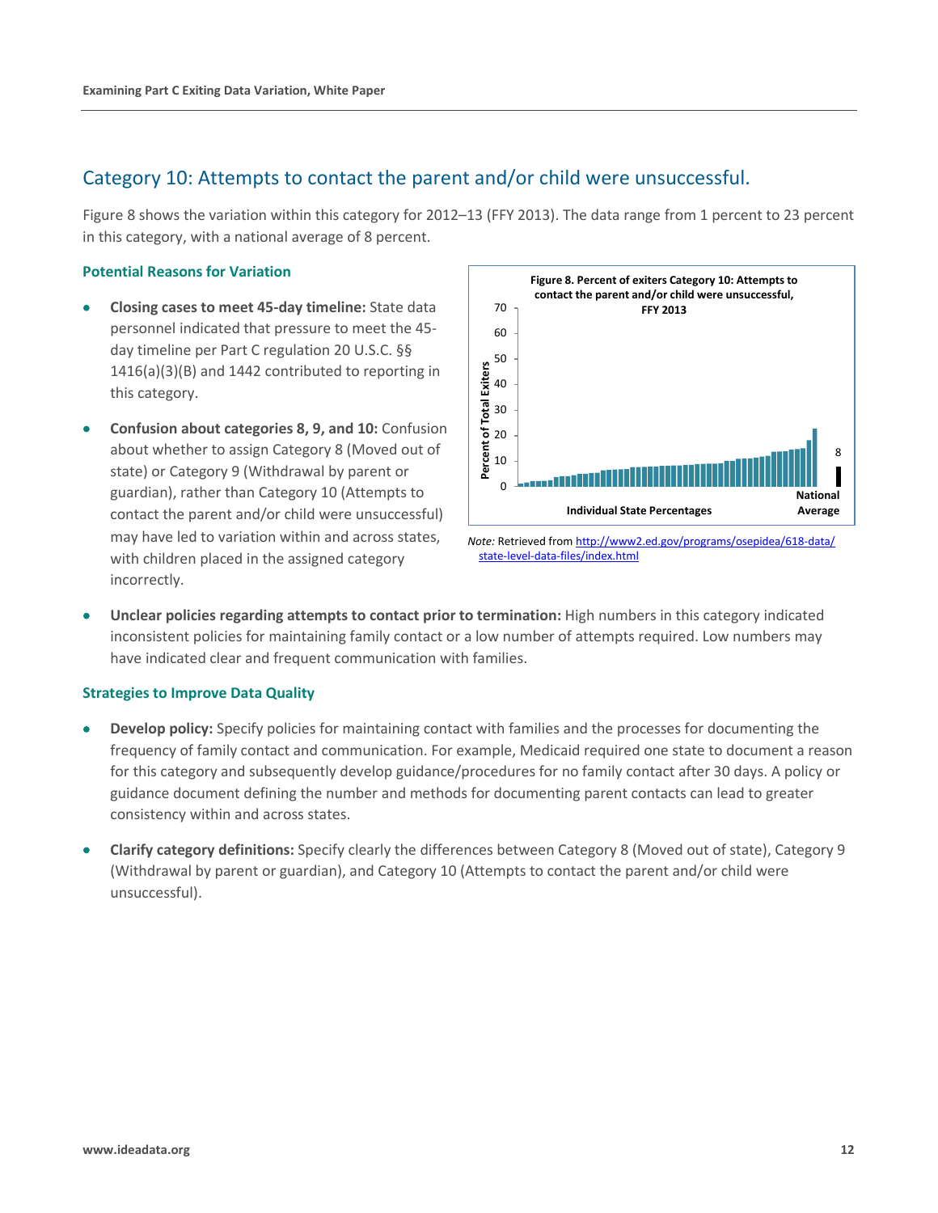## Category 10: Attempts to contact the parent and/or child were unsuccessful.

Figure 8 shows the variation within this category for 2012–13 (FFY 2013). The data range from 1 percent to 23 percent in this category, with a national average of 8 percent.

### Potential Reasons for Variation

- **Closing cases to meet 45-day timeline:** State data personnel indicated that pressure to meet the 45-day timeline per Part C regulation 20 U.S.C. §§ 1416(a)(3)(B) and 1442 contributed to reporting in this category.
- **Confusion about categories 8, 9, and 10:** Confusion about whether to assign Category 8 (Moved out of state) or Category 9 (Withdrawal by parent or guardian), rather than Category 10 (Attempts to contact the parent and/or child were unsuccessful) may have led to variation within and across states, with children placed in the assigned category incorrectly.

**Figure 8. Percent of exiters Category 10: Attempts to contact the parent and/or child were unsuccessful, FFY 2013**

*Note:* Retrieved from http://www2.ed.gov/programs/osepidea/618-data/state-level-data-files/index.html

- **Unclear policies regarding attempts to contact prior to termination:** High numbers in this category indicated inconsistent policies for maintaining family contact or a low number of attempts required. Low numbers may have indicated clear and frequent communication with families.

### Strategies to Improve Data Quality

- **Develop policy:** Specify policies for maintaining contact with families and the processes for documenting the frequency of family contact and communication. For example, Medicaid required one state to document a reason for this category and subsequently develop guidance/procedures for no family contact after 30 days. A policy or guidance document defining the number and methods for documenting parent contacts can lead to greater consistency within and across states.
- **Clarify category definitions:** Specify clearly the differences between Category 8 (Moved out of state), Category 9 (Withdrawal by parent or guardian), and Category 10 (Attempts to contact the parent and/or child were unsuccessful).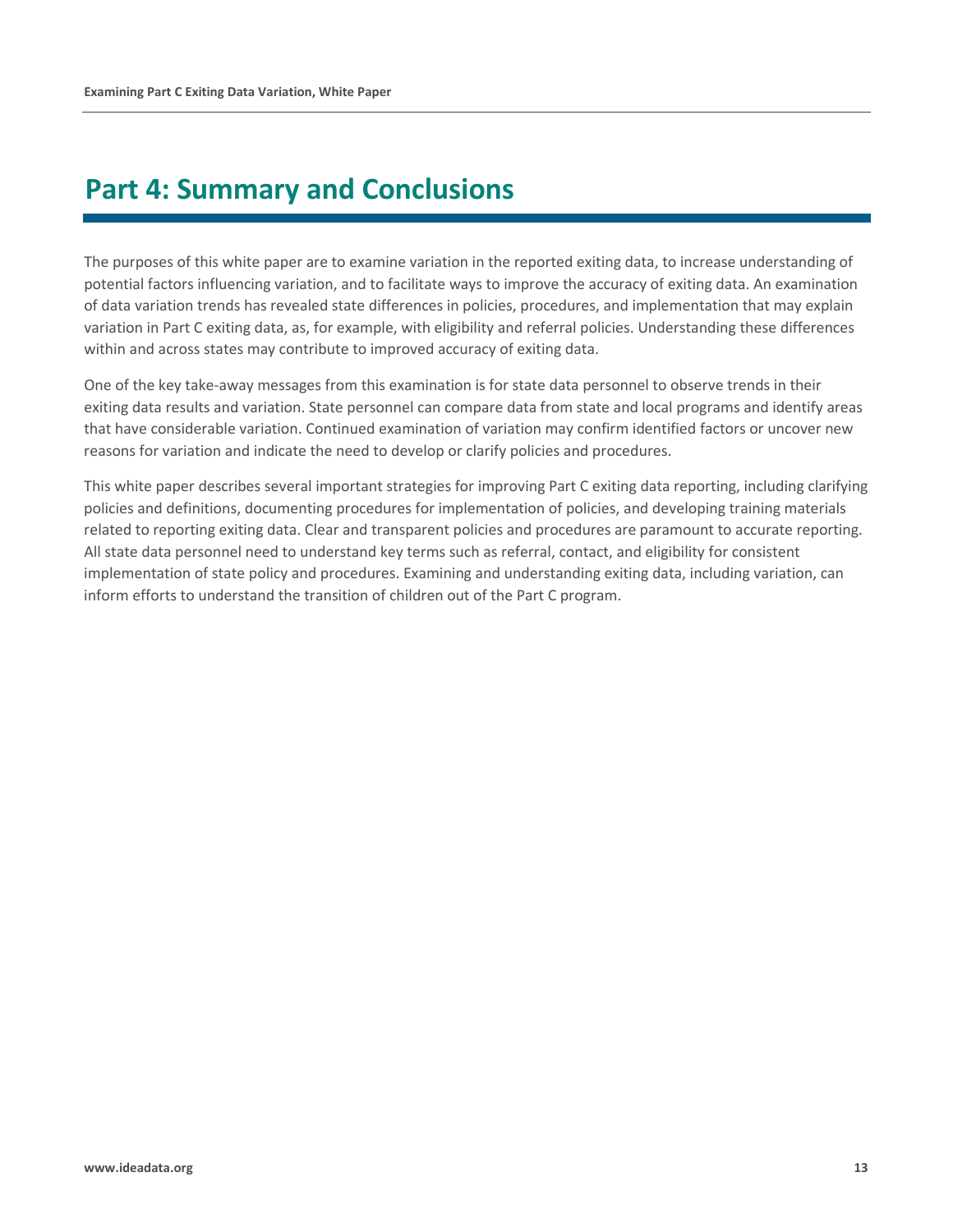# Part 4: Summary and Conclusions

The purposes of this white paper are to examine variation in the reported exiting data, to increase understanding of potential factors influencing variation, and to facilitate ways to improve the accuracy of exiting data. An examination of data variation trends has revealed state differences in policies, procedures, and implementation that may explain variation in Part C exiting data, as, for example, with eligibility and referral policies. Understanding these differences within and across states may contribute to improved accuracy of exiting data.

One of the key take-away messages from this examination is for state data personnel to observe trends in their exiting data results and variation. State personnel can compare data from state and local programs and identify areas that have considerable variation. Continued examination of variation may confirm identified factors or uncover new reasons for variation and indicate the need to develop or clarify policies and procedures.

This white paper describes several important strategies for improving Part C exiting data reporting, including clarifying policies and definitions, documenting procedures for implementation of policies, and developing training materials related to reporting exiting data. Clear and transparent policies and procedures are paramount to accurate reporting. All state data personnel need to understand key terms such as referral, contact, and eligibility for consistent implementation of state policy and procedures. Examining and understanding exiting data, including variation, can inform efforts to understand the transition of children out of the Part C program.